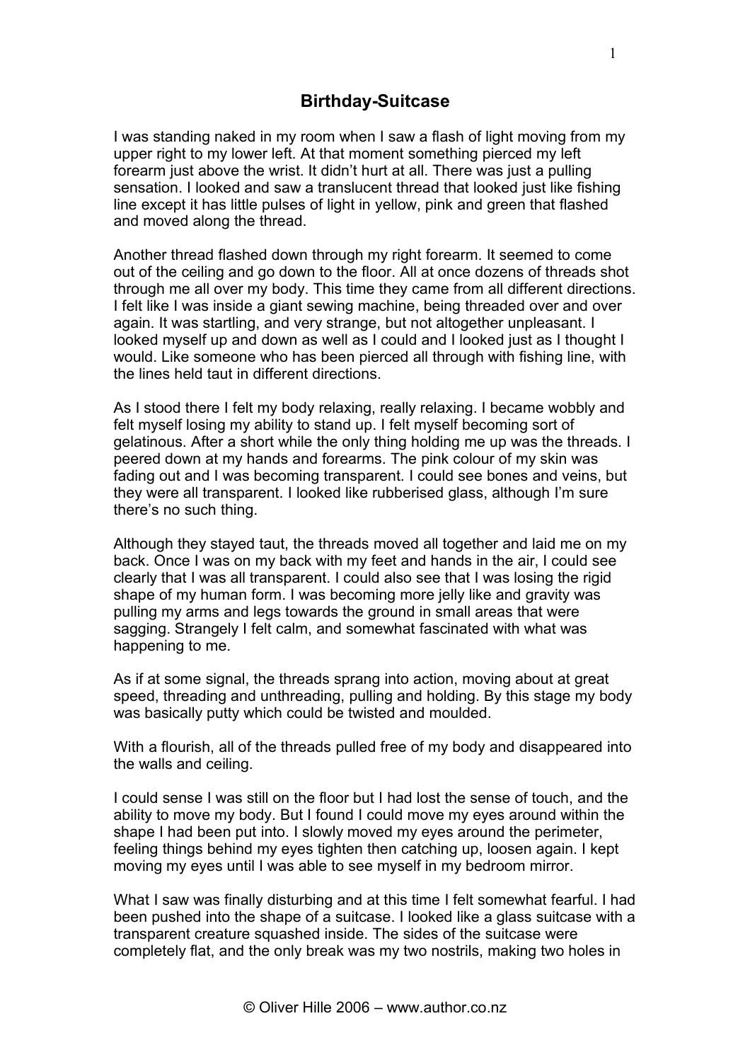# Birthday-Suitcase

I was standing naked in my room when I saw a flash of light moving from my upper right to my lower left. At that moment something pierced my left forearm just above the wrist. It didn't hurt at all. There was just a pulling sensation. I looked and saw a translucent thread that looked just like fishing line except it has little pulses of light in yellow, pink and green that flashed and moved along the thread.

Another thread flashed down through my right forearm. It seemed to come out of the ceiling and go down to the floor. All at once dozens of threads shot through me all over my body. This time they came from all different directions. I felt like I was inside a giant sewing machine, being threaded over and over again. It was startling, and very strange, but not altogether unpleasant. I looked myself up and down as well as I could and I looked just as I thought I would. Like someone who has been pierced all through with fishing line, with the lines held taut in different directions.

As I stood there I felt my body relaxing, really relaxing. I became wobbly and felt myself losing my ability to stand up. I felt myself becoming sort of gelatinous. After a short while the only thing holding me up was the threads. I peered down at my hands and forearms. The pink colour of my skin was fading out and I was becoming transparent. I could see bones and veins, but they were all transparent. I looked like rubberised glass, although I'm sure there's no such thing.

Although they stayed taut, the threads moved all together and laid me on my back. Once I was on my back with my feet and hands in the air, I could see clearly that I was all transparent. I could also see that I was losing the rigid shape of my human form. I was becoming more jelly like and gravity was pulling my arms and legs towards the ground in small areas that were sagging. Strangely I felt calm, and somewhat fascinated with what was happening to me.

As if at some signal, the threads sprang into action, moving about at great speed, threading and unthreading, pulling and holding. By this stage my body was basically putty which could be twisted and moulded.

With a flourish, all of the threads pulled free of my body and disappeared into the walls and ceiling.

I could sense I was still on the floor but I had lost the sense of touch, and the ability to move my body. But I found I could move my eyes around within the shape I had been put into. I slowly moved my eyes around the perimeter, feeling things behind my eyes tighten then catching up, loosen again. I kept moving my eyes until I was able to see myself in my bedroom mirror.

What I saw was finally disturbing and at this time I felt somewhat fearful. I had been pushed into the shape of a suitcase. I looked like a glass suitcase with a transparent creature squashed inside. The sides of the suitcase were completely flat, and the only break was my two nostrils, making two holes in

© Oliver Hille 2006 – www.author.co.nz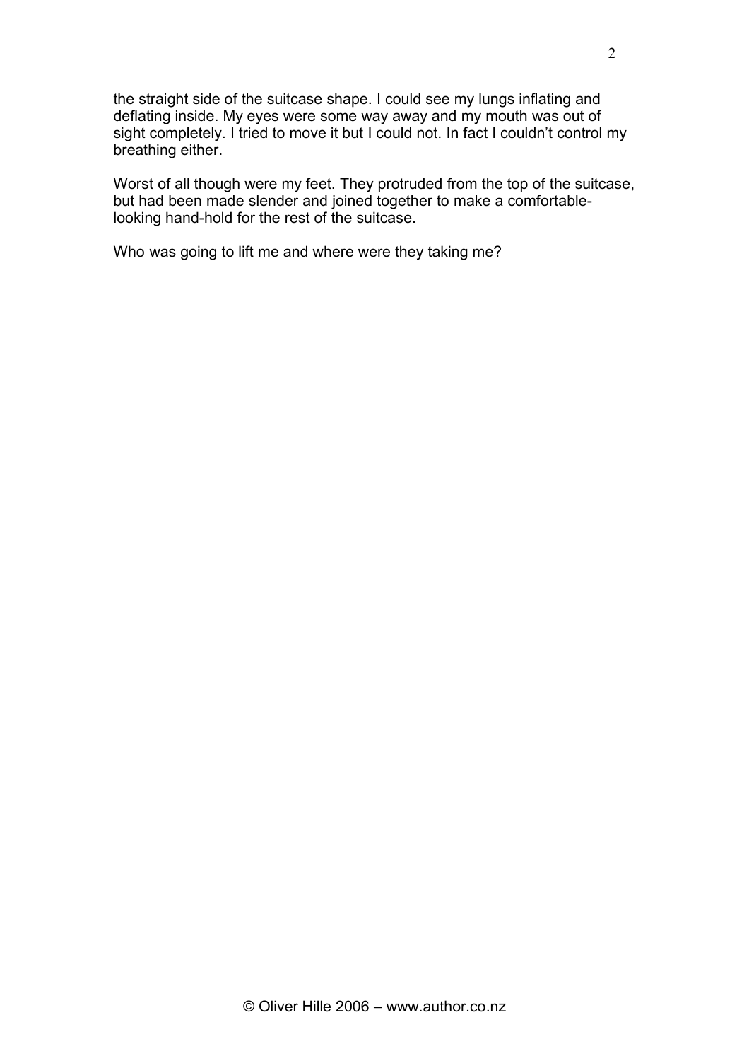the straight side of the suitcase shape. I could see my lungs inflating and deflating inside. My eyes were some way away and my mouth was out of sight completely. I tried to move it but I could not. In fact I couldn't control my breathing either.

Worst of all though were my feet. They protruded from the top of the suitcase, but had been made slender and joined together to make a comfortable-looking hand-hold for the rest of the suitcase.

Who was going to lift me and where were they taking me?